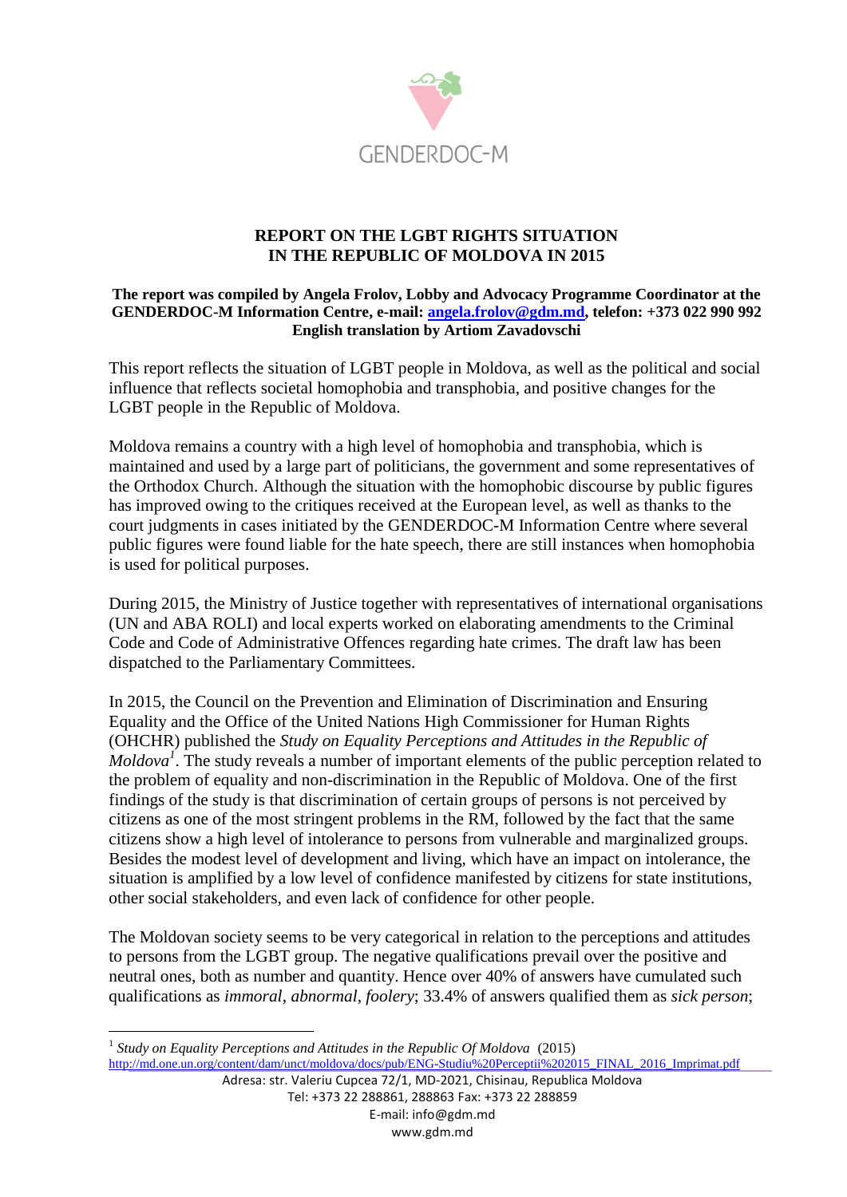GENDERDOC-M

# REPORT ON THE LGBT RIGHTS SITUATION IN THE REPUBLIC OF MOLDOVA IN 2015

**The report was compiled by Angela Frolov, Lobby and Advocacy Programme Coordinator at the GENDERDOC-M Information Centre, e-mail: angela.frolov@gdm.md, telefon: +373 022 990 992**
**English translation by Artiom Zavadovschi**

This report reflects the situation of LGBT people in Moldova, as well as the political and social influence that reflects societal homophobia and transphobia, and positive changes for the LGBT people in the Republic of Moldova.

Moldova remains a country with a high level of homophobia and transphobia, which is maintained and used by a large part of politicians, the government and some representatives of the Orthodox Church. Although the situation with the homophobic discourse by public figures has improved owing to the critiques received at the European level, as well as thanks to the court judgments in cases initiated by the GENDERDOC-M Information Centre where several public figures were found liable for the hate speech, there are still instances when homophobia is used for political purposes.

During 2015, the Ministry of Justice together with representatives of international organisations (UN and ABA ROLI) and local experts worked on elaborating amendments to the Criminal Code and Code of Administrative Offences regarding hate crimes. The draft law has been dispatched to the Parliamentary Committees.

In 2015, the Council on the Prevention and Elimination of Discrimination and Ensuring Equality and the Office of the United Nations High Commissioner for Human Rights (OHCHR) published the *Study on Equality Perceptions and Attitudes in the Republic of Moldova*[1]. The study reveals a number of important elements of the public perception related to the problem of equality and non-discrimination in the Republic of Moldova. One of the first findings of the study is that discrimination of certain groups of persons is not perceived by citizens as one of the most stringent problems in the RM, followed by the fact that the same citizens show a high level of intolerance to persons from vulnerable and marginalized groups. Besides the modest level of development and living, which have an impact on intolerance, the situation is amplified by a low level of confidence manifested by citizens for state institutions, other social stakeholders, and even lack of confidence for other people.

The Moldovan society seems to be very categorical in relation to the perceptions and attitudes to persons from the LGBT group. The negative qualifications prevail over the positive and neutral ones, both as number and quantity. Hence over 40% of answers have cumulated such qualifications as *immoral*, *abnormal*, *foolery*; 33.4% of answers qualified them as *sick person*;

---

[1] *Study on Equality Perceptions and Attitudes in the Republic Of Moldova* (2015) http://md.one.un.org/content/dam/unct/moldova/docs/pub/ENG-Studiu%20Perceptii%202015_FINAL_2016_Imprimat.pdf

Adresa: str. Valeriu Cupcea 72/1, MD-2021, Chisinau, Republica Moldova
Tel: +373 22 288861, 288863 Fax: +373 22 288859
E-mail: info@gdm.md
www.gdm.md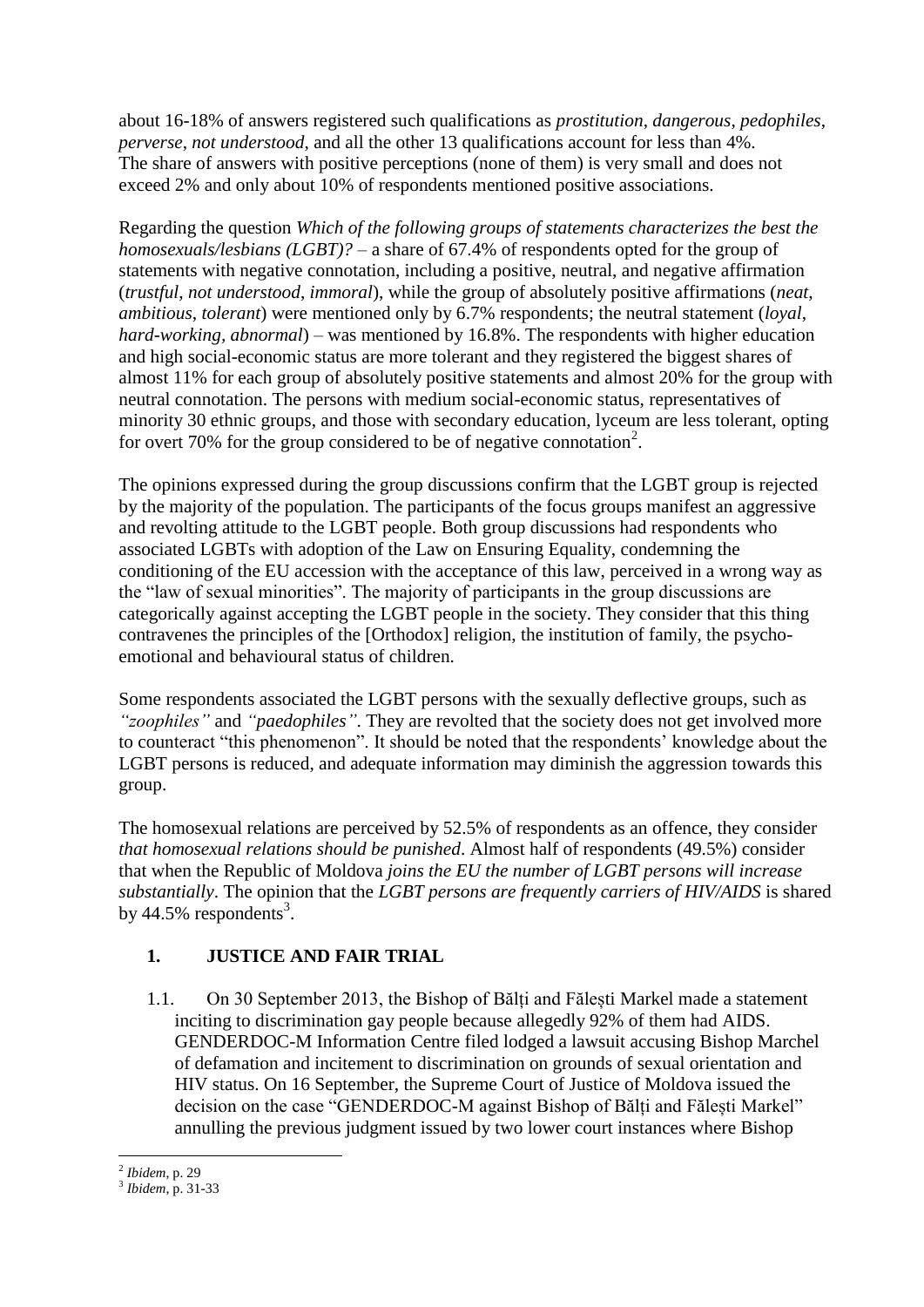about 16-18% of answers registered such qualifications as *prostitution*, *dangerous*, *pedophiles*, *perverse*, *not understood*, and all the other 13 qualifications account for less than 4%. The share of answers with positive perceptions (none of them) is very small and does not exceed 2% and only about 10% of respondents mentioned positive associations.

Regarding the question *Which of the following groups of statements characterizes the best the homosexuals/lesbians (LGBT)?* – a share of 67.4% of respondents opted for the group of statements with negative connotation, including a positive, neutral, and negative affirmation (*trustful*, *not understood*, *immoral*), while the group of absolutely positive affirmations (*neat*, *ambitious*, *tolerant*) were mentioned only by 6.7% respondents; the neutral statement (*loyal*, *hard-working*, *abnormal*) – was mentioned by 16.8%. The respondents with higher education and high social-economic status are more tolerant and they registered the biggest shares of almost 11% for each group of absolutely positive statements and almost 20% for the group with neutral connotation. The persons with medium social-economic status, representatives of minority 30 ethnic groups, and those with secondary education, lyceum are less tolerant, opting for overt 70% for the group considered to be of negative connotation[2].

The opinions expressed during the group discussions confirm that the LGBT group is rejected by the majority of the population. The participants of the focus groups manifest an aggressive and revolting attitude to the LGBT people. Both group discussions had respondents who associated LGBTs with adoption of the Law on Ensuring Equality, condemning the conditioning of the EU accession with the acceptance of this law, perceived in a wrong way as the "law of sexual minorities". The majority of participants in the group discussions are categorically against accepting the LGBT people in the society. They consider that this thing contravenes the principles of the [Orthodox] religion, the institution of family, the psycho-emotional and behavioural status of children.

Some respondents associated the LGBT persons with the sexually deflective groups, such as *"zoophiles"* and *"paedophiles"*. They are revolted that the society does not get involved more to counteract "this phenomenon". It should be noted that the respondents' knowledge about the LGBT persons is reduced, and adequate information may diminish the aggression towards this group.

The homosexual relations are perceived by 52.5% of respondents as an offence, they consider *that homosexual relations should be punished*. Almost half of respondents (49.5%) consider that when the Republic of Moldova *joins the EU the number of LGBT persons will increase substantially*. The opinion that the *LGBT persons are frequently carriers of HIV/AIDS* is shared by 44.5% respondents[3].

## 1. JUSTICE AND FAIR TRIAL

1.1. On 30 September 2013, the Bishop of Bălți and Fălești Markel made a statement inciting to discrimination gay people because allegedly 92% of them had AIDS. GENDERDOC-M Information Centre filed lodged a lawsuit accusing Bishop Marchel of defamation and incitement to discrimination on grounds of sexual orientation and HIV status. On 16 September, the Supreme Court of Justice of Moldova issued the decision on the case "GENDERDOC-M against Bishop of Bălți and Fălești Markel" annulling the previous judgment issued by two lower court instances where Bishop

[2] *Ibidem*, p. 29

[3] *Ibidem*, p. 31-33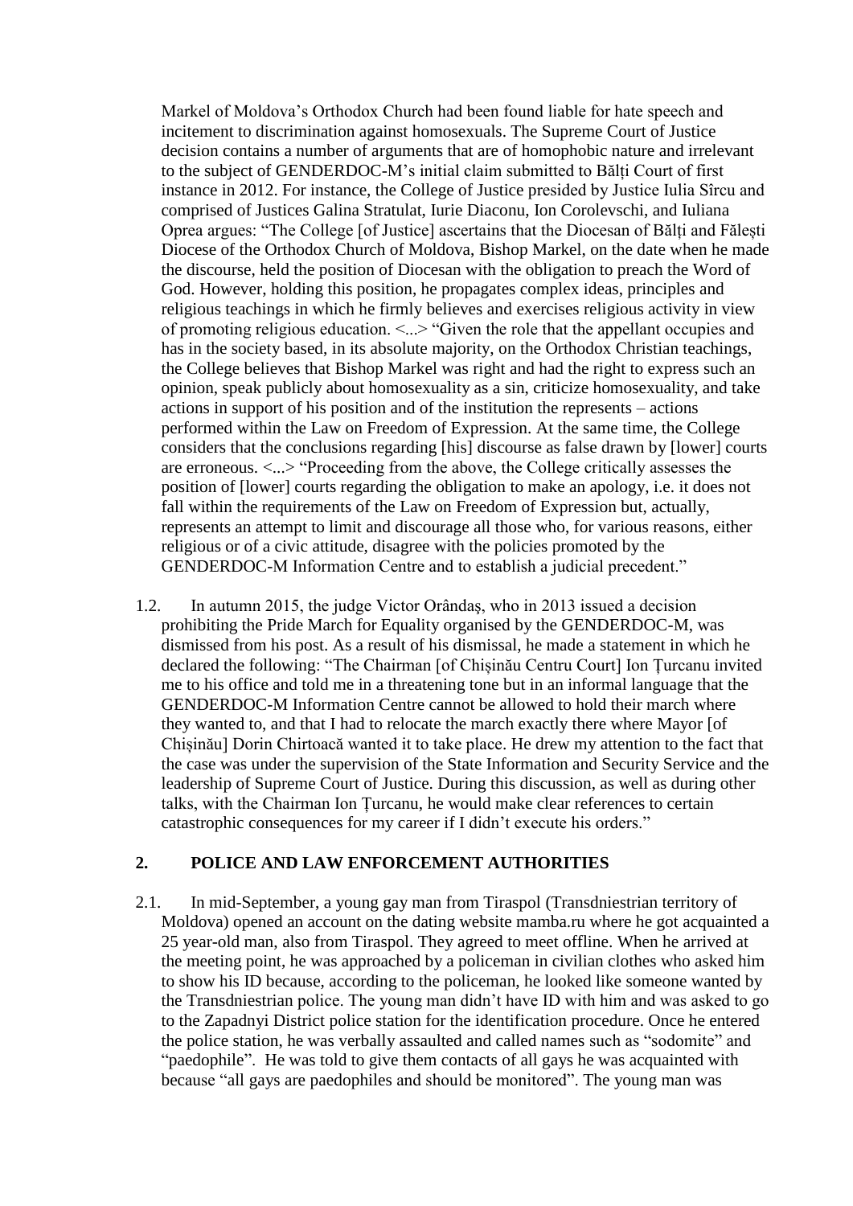Markel of Moldova's Orthodox Church had been found liable for hate speech and incitement to discrimination against homosexuals. The Supreme Court of Justice decision contains a number of arguments that are of homophobic nature and irrelevant to the subject of GENDERDOC-M's initial claim submitted to Bălți Court of first instance in 2012. For instance, the College of Justice presided by Justice Iulia Sîrcu and comprised of Justices Galina Stratulat, Iurie Diaconu, Ion Corolevschi, and Iuliana Oprea argues: "The College [of Justice] ascertains that the Diocesan of Bălți and Fălești Diocese of the Orthodox Church of Moldova, Bishop Markel, on the date when he made the discourse, held the position of Diocesan with the obligation to preach the Word of God. However, holding this position, he propagates complex ideas, principles and religious teachings in which he firmly believes and exercises religious activity in view of promoting religious education. <...> "Given the role that the appellant occupies and has in the society based, in its absolute majority, on the Orthodox Christian teachings, the College believes that Bishop Markel was right and had the right to express such an opinion, speak publicly about homosexuality as a sin, criticize homosexuality, and take actions in support of his position and of the institution the represents – actions performed within the Law on Freedom of Expression. At the same time, the College considers that the conclusions regarding [his] discourse as false drawn by [lower] courts are erroneous. <...> "Proceeding from the above, the College critically assesses the position of [lower] courts regarding the obligation to make an apology, i.e. it does not fall within the requirements of the Law on Freedom of Expression but, actually, represents an attempt to limit and discourage all those who, for various reasons, either religious or of a civic attitude, disagree with the policies promoted by the GENDERDOC-M Information Centre and to establish a judicial precedent."

1.2. In autumn 2015, the judge Victor Orândaș, who in 2013 issued a decision prohibiting the Pride March for Equality organised by the GENDERDOC-M, was dismissed from his post. As a result of his dismissal, he made a statement in which he declared the following: "The Chairman [of Chișinău Centru Court] Ion Țurcanu invited me to his office and told me in a threatening tone but in an informal language that the GENDERDOC-M Information Centre cannot be allowed to hold their march where they wanted to, and that I had to relocate the march exactly there where Mayor [of Chișinău] Dorin Chirtoacă wanted it to take place. He drew my attention to the fact that the case was under the supervision of the State Information and Security Service and the leadership of Supreme Court of Justice. During this discussion, as well as during other talks, with the Chairman Ion Țurcanu, he would make clear references to certain catastrophic consequences for my career if I didn't execute his orders."

## 2. POLICE AND LAW ENFORCEMENT AUTHORITIES

2.1. In mid-September, a young gay man from Tiraspol (Transdniestrian territory of Moldova) opened an account on the dating website mamba.ru where he got acquainted a 25 year-old man, also from Tiraspol. They agreed to meet offline. When he arrived at the meeting point, he was approached by a policeman in civilian clothes who asked him to show his ID because, according to the policeman, he looked like someone wanted by the Transdniestrian police. The young man didn't have ID with him and was asked to go to the Zapadnyi District police station for the identification procedure. Once he entered the police station, he was verbally assaulted and called names such as "sodomite" and "paedophile". He was told to give them contacts of all gays he was acquainted with because "all gays are paedophiles and should be monitored". The young man was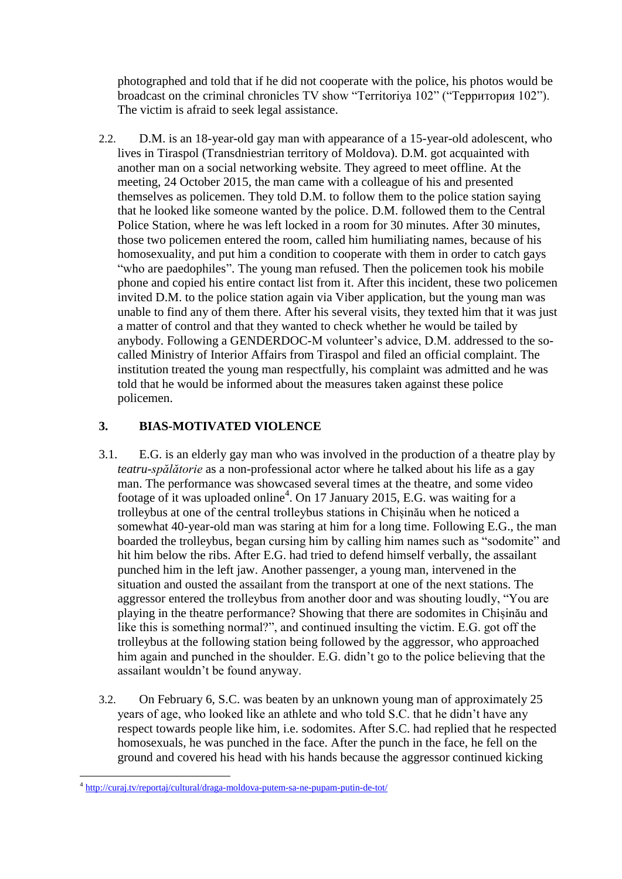photographed and told that if he did not cooperate with the police, his photos would be broadcast on the criminal chronicles TV show "Territoriya 102" ("Территория 102"). The victim is afraid to seek legal assistance.

2.2. D.M. is an 18-year-old gay man with appearance of a 15-year-old adolescent, who lives in Tiraspol (Transdniestrian territory of Moldova). D.M. got acquainted with another man on a social networking website. They agreed to meet offline. At the meeting, 24 October 2015, the man came with a colleague of his and presented themselves as policemen. They told D.M. to follow them to the police station saying that he looked like someone wanted by the police. D.M. followed them to the Central Police Station, where he was left locked in a room for 30 minutes. After 30 minutes, those two policemen entered the room, called him humiliating names, because of his homosexuality, and put him a condition to cooperate with them in order to catch gays "who are paedophiles". The young man refused. Then the policemen took his mobile phone and copied his entire contact list from it. After this incident, these two policemen invited D.M. to the police station again via Viber application, but the young man was unable to find any of them there. After his several visits, they texted him that it was just a matter of control and that they wanted to check whether he would be tailed by anybody. Following a GENDERDOC-M volunteer's advice, D.M. addressed to the so-called Ministry of Interior Affairs from Tiraspol and filed an official complaint. The institution treated the young man respectfully, his complaint was admitted and he was told that he would be informed about the measures taken against these police policemen.

## 3. BIAS-MOTIVATED VIOLENCE

3.1. E.G. is an elderly gay man who was involved in the production of a theatre play by *teatru-spălătorie* as a non-professional actor where he talked about his life as a gay man. The performance was showcased several times at the theatre, and some video footage of it was uploaded online[4]. On 17 January 2015, E.G. was waiting for a trolleybus at one of the central trolleybus stations in Chișinău when he noticed a somewhat 40-year-old man was staring at him for a long time. Following E.G., the man boarded the trolleybus, began cursing him by calling him names such as "sodomite" and hit him below the ribs. After E.G. had tried to defend himself verbally, the assailant punched him in the left jaw. Another passenger, a young man, intervened in the situation and ousted the assailant from the transport at one of the next stations. The aggressor entered the trolleybus from another door and was shouting loudly, "You are playing in the theatre performance? Showing that there are sodomites in Chișinău and like this is something normal?", and continued insulting the victim. E.G. got off the trolleybus at the following station being followed by the aggressor, who approached him again and punched in the shoulder. E.G. didn't go to the police believing that the assailant wouldn't be found anyway.

3.2. On February 6, S.C. was beaten by an unknown young man of approximately 25 years of age, who looked like an athlete and who told S.C. that he didn't have any respect towards people like him, i.e. sodomites. After S.C. had replied that he respected homosexuals, he was punched in the face. After the punch in the face, he fell on the ground and covered his head with his hands because the aggressor continued kicking

[4] http://curaj.tv/reportaj/cultural/draga-moldova-putem-sa-ne-pupam-putin-de-tot/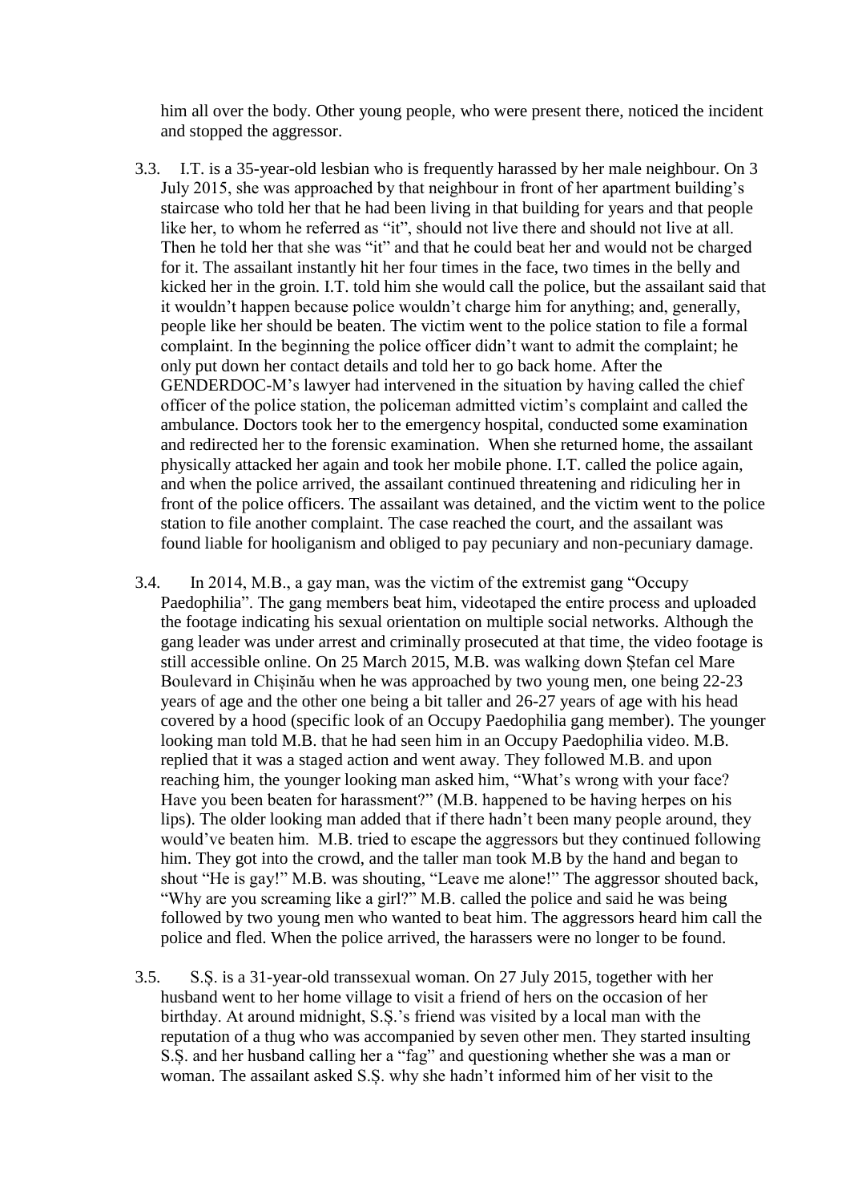him all over the body. Other young people, who were present there, noticed the incident and stopped the aggressor.

3.3. I.T. is a 35-year-old lesbian who is frequently harassed by her male neighbour. On 3 July 2015, she was approached by that neighbour in front of her apartment building's staircase who told her that he had been living in that building for years and that people like her, to whom he referred as "it", should not live there and should not live at all. Then he told her that she was "it" and that he could beat her and would not be charged for it. The assailant instantly hit her four times in the face, two times in the belly and kicked her in the groin. I.T. told him she would call the police, but the assailant said that it wouldn't happen because police wouldn't charge him for anything; and, generally, people like her should be beaten. The victim went to the police station to file a formal complaint. In the beginning the police officer didn't want to admit the complaint; he only put down her contact details and told her to go back home. After the GENDERDOC-M's lawyer had intervened in the situation by having called the chief officer of the police station, the policeman admitted victim's complaint and called the ambulance. Doctors took her to the emergency hospital, conducted some examination and redirected her to the forensic examination. When she returned home, the assailant physically attacked her again and took her mobile phone. I.T. called the police again, and when the police arrived, the assailant continued threatening and ridiculing her in front of the police officers. The assailant was detained, and the victim went to the police station to file another complaint. The case reached the court, and the assailant was found liable for hooliganism and obliged to pay pecuniary and non-pecuniary damage.

3.4. In 2014, M.B., a gay man, was the victim of the extremist gang "Occupy Paedophilia". The gang members beat him, videotaped the entire process and uploaded the footage indicating his sexual orientation on multiple social networks. Although the gang leader was under arrest and criminally prosecuted at that time, the video footage is still accessible online. On 25 March 2015, M.B. was walking down Ștefan cel Mare Boulevard in Chișinău when he was approached by two young men, one being 22-23 years of age and the other one being a bit taller and 26-27 years of age with his head covered by a hood (specific look of an Occupy Paedophilia gang member). The younger looking man told M.B. that he had seen him in an Occupy Paedophilia video. M.B. replied that it was a staged action and went away. They followed M.B. and upon reaching him, the younger looking man asked him, "What's wrong with your face? Have you been beaten for harassment?" (M.B. happened to be having herpes on his lips). The older looking man added that if there hadn't been many people around, they would've beaten him. M.B. tried to escape the aggressors but they continued following him. They got into the crowd, and the taller man took M.B by the hand and began to shout "He is gay!" M.B. was shouting, "Leave me alone!" The aggressor shouted back, "Why are you screaming like a girl?" M.B. called the police and said he was being followed by two young men who wanted to beat him. The aggressors heard him call the police and fled. When the police arrived, the harassers were no longer to be found.

3.5. S.Ș. is a 31-year-old transsexual woman. On 27 July 2015, together with her husband went to her home village to visit a friend of hers on the occasion of her birthday. At around midnight, S.Ș.'s friend was visited by a local man with the reputation of a thug who was accompanied by seven other men. They started insulting S.Ș. and her husband calling her a "fag" and questioning whether she was a man or woman. The assailant asked S.Ș. why she hadn't informed him of her visit to the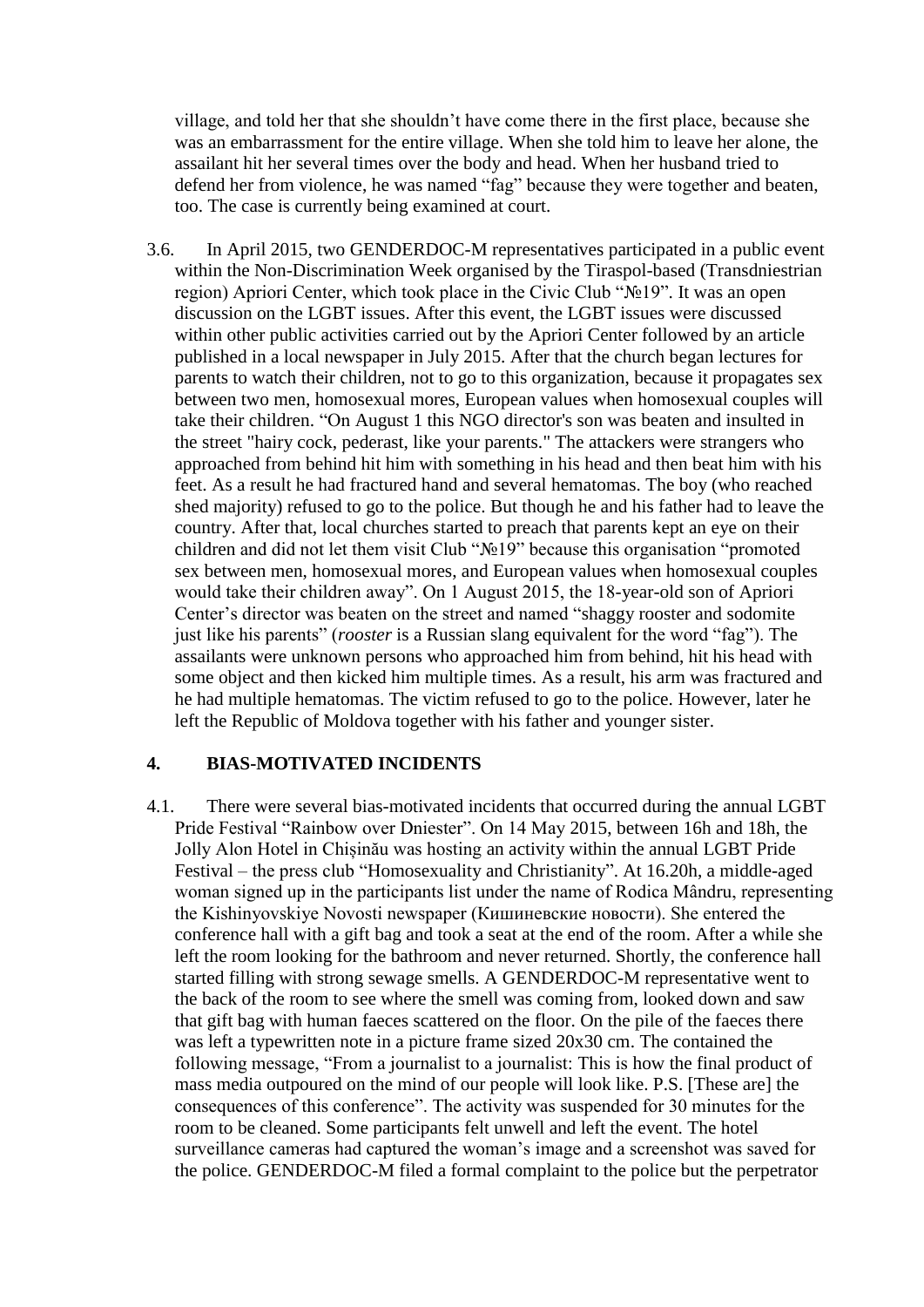village, and told her that she shouldn't have come there in the first place, because she was an embarrassment for the entire village. When she told him to leave her alone, the assailant hit her several times over the body and head. When her husband tried to defend her from violence, he was named "fag" because they were together and beaten, too. The case is currently being examined at court.

3.6. In April 2015, two GENDERDOC-M representatives participated in a public event within the Non-Discrimination Week organised by the Tiraspol-based (Transdniestrian region) Apriori Center, which took place in the Civic Club "№19". It was an open discussion on the LGBT issues. After this event, the LGBT issues were discussed within other public activities carried out by the Apriori Center followed by an article published in a local newspaper in July 2015. After that the church began lectures for parents to watch their children, not to go to this organization, because it propagates sex between two men, homosexual mores, European values when homosexual couples will take their children. "On August 1 this NGO director's son was beaten and insulted in the street "hairy cock, pederast, like your parents." The attackers were strangers who approached from behind hit him with something in his head and then beat him with his feet. As a result he had fractured hand and several hematomas. The boy (who reached shed majority) refused to go to the police. But though he and his father had to leave the country. After that, local churches started to preach that parents kept an eye on their children and did not let them visit Club "№19" because this organisation "promoted sex between men, homosexual mores, and European values when homosexual couples would take their children away". On 1 August 2015, the 18-year-old son of Apriori Center's director was beaten on the street and named "shaggy rooster and sodomite just like his parents" (*rooster* is a Russian slang equivalent for the word "fag"). The assailants were unknown persons who approached him from behind, hit his head with some object and then kicked him multiple times. As a result, his arm was fractured and he had multiple hematomas. The victim refused to go to the police. However, later he left the Republic of Moldova together with his father and younger sister.

## 4. BIAS-MOTIVATED INCIDENTS

4.1. There were several bias-motivated incidents that occurred during the annual LGBT Pride Festival "Rainbow over Dniester". On 14 May 2015, between 16h and 18h, the Jolly Alon Hotel in Chișinău was hosting an activity within the annual LGBT Pride Festival – the press club "Homosexuality and Christianity". At 16.20h, a middle-aged woman signed up in the participants list under the name of Rodica Mândru, representing the Kishinyovskiye Novosti newspaper (Кишиневские новости). She entered the conference hall with a gift bag and took a seat at the end of the room. After a while she left the room looking for the bathroom and never returned. Shortly, the conference hall started filling with strong sewage smells. A GENDERDOC-M representative went to the back of the room to see where the smell was coming from, looked down and saw that gift bag with human faeces scattered on the floor. On the pile of the faeces there was left a typewritten note in a picture frame sized 20x30 cm. The contained the following message, "From a journalist to a journalist: This is how the final product of mass media outpoured on the mind of our people will look like. P.S. [These are] the consequences of this conference". The activity was suspended for 30 minutes for the room to be cleaned. Some participants felt unwell and left the event. The hotel surveillance cameras had captured the woman's image and a screenshot was saved for the police. GENDERDOC-M filed a formal complaint to the police but the perpetrator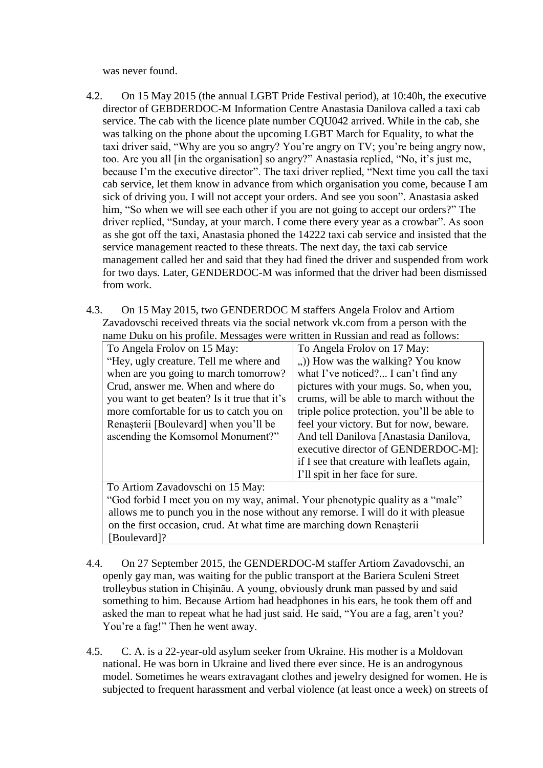was never found.

4.2. On 15 May 2015 (the annual LGBT Pride Festival period), at 10:40h, the executive director of GEBDERDOC-M Information Centre Anastasia Danilova called a taxi cab service. The cab with the licence plate number CQU042 arrived. While in the cab, she was talking on the phone about the upcoming LGBT March for Equality, to what the taxi driver said, "Why are you so angry? You're angry on TV; you're being angry now, too. Are you all [in the organisation] so angry?" Anastasia replied, "No, it's just me, because I'm the executive director". The taxi driver replied, "Next time you call the taxi cab service, let them know in advance from which organisation you come, because I am sick of driving you. I will not accept your orders. And see you soon". Anastasia asked him, "So when we will see each other if you are not going to accept our orders?" The driver replied, "Sunday, at your march. I come there every year as a crowbar". As soon as she got off the taxi, Anastasia phoned the 14222 taxi cab service and insisted that the service management reacted to these threats. The next day, the taxi cab service management called her and said that they had fined the driver and suspended from work for two days. Later, GENDERDOC-M was informed that the driver had been dismissed from work.

4.3. On 15 May 2015, two GENDERDOC M staffers Angela Frolov and Artiom Zavadovschi received threats via the social network vk.com from a person with the name Duku on his profile. Messages were written in Russian and read as follows:

| To Angela Frolov on 15 May: "Hey, ugly creature. Tell me where and when are you going to march tomorrow? Crud, answer me. When and where do you want to get beaten? Is it true that it's more comfortable for us to catch you on Renașterii [Boulevard] when you'll be ascending the Komsomol Monument?" | To Angela Frolov on 17 May: „)) How was the walking? You know what I've noticed?... I can't find any pictures with your mugs. So, when you, crums, will be able to march without the triple police protection, you'll be able to feel your victory. But for now, beware. And tell Danilova [Anastasia Danilova, executive director of GENDERDOC-M]: if I see that creature with leaflets again, I'll spit in her face for sure. |
|---|---|
| To Artiom Zavadovschi on 15 May: "God forbid I meet you on my way, animal. Your phenotypic quality as a "male" allows me to punch you in the nose without any remorse. I will do it with pleasue on the first occasion, crud. At what time are marching down Renașterii [Boulevard]? | |

4.4. On 27 September 2015, the GENDERDOC-M staffer Artiom Zavadovschi, an openly gay man, was waiting for the public transport at the Bariera Sculeni Street trolleybus station in Chișinău. A young, obviously drunk man passed by and said something to him. Because Artiom had headphones in his ears, he took them off and asked the man to repeat what he had just said. He said, "You are a fag, aren't you? You're a fag!" Then he went away.

4.5. C. A. is a 22-year-old asylum seeker from Ukraine. His mother is a Moldovan national. He was born in Ukraine and lived there ever since. He is an androgynous model. Sometimes he wears extravagant clothes and jewelry designed for women. He is subjected to frequent harassment and verbal violence (at least once a week) on streets of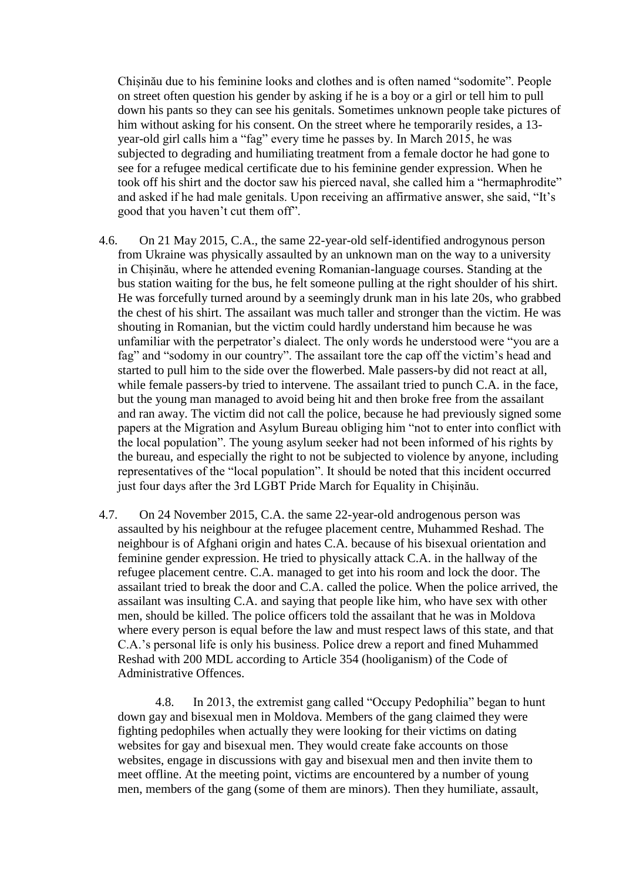Chișinău due to his feminine looks and clothes and is often named "sodomite". People on street often question his gender by asking if he is a boy or a girl or tell him to pull down his pants so they can see his genitals. Sometimes unknown people take pictures of him without asking for his consent. On the street where he temporarily resides, a 13-year-old girl calls him a "fag" every time he passes by. In March 2015, he was subjected to degrading and humiliating treatment from a female doctor he had gone to see for a refugee medical certificate due to his feminine gender expression. When he took off his shirt and the doctor saw his pierced naval, she called him a "hermaphrodite" and asked if he had male genitals. Upon receiving an affirmative answer, she said, "It's good that you haven't cut them off".

4.6. On 21 May 2015, C.A., the same 22-year-old self-identified androgynous person from Ukraine was physically assaulted by an unknown man on the way to a university in Chișinău, where he attended evening Romanian-language courses. Standing at the bus station waiting for the bus, he felt someone pulling at the right shoulder of his shirt. He was forcefully turned around by a seemingly drunk man in his late 20s, who grabbed the chest of his shirt. The assailant was much taller and stronger than the victim. He was shouting in Romanian, but the victim could hardly understand him because he was unfamiliar with the perpetrator's dialect. The only words he understood were "you are a fag" and "sodomy in our country". The assailant tore the cap off the victim's head and started to pull him to the side over the flowerbed. Male passers-by did not react at all, while female passers-by tried to intervene. The assailant tried to punch C.A. in the face, but the young man managed to avoid being hit and then broke free from the assailant and ran away. The victim did not call the police, because he had previously signed some papers at the Migration and Asylum Bureau obliging him "not to enter into conflict with the local population". The young asylum seeker had not been informed of his rights by the bureau, and especially the right to not be subjected to violence by anyone, including representatives of the "local population". It should be noted that this incident occurred just four days after the 3rd LGBT Pride March for Equality in Chișinău.

4.7. On 24 November 2015, C.A. the same 22-year-old androgenous person was assaulted by his neighbour at the refugee placement centre, Muhammed Reshad. The neighbour is of Afghani origin and hates C.A. because of his bisexual orientation and feminine gender expression. He tried to physically attack C.A. in the hallway of the refugee placement centre. C.A. managed to get into his room and lock the door. The assailant tried to break the door and C.A. called the police. When the police arrived, the assailant was insulting C.A. and saying that people like him, who have sex with other men, should be killed. The police officers told the assailant that he was in Moldova where every person is equal before the law and must respect laws of this state, and that C.A.'s personal life is only his business. Police drew a report and fined Muhammed Reshad with 200 MDL according to Article 354 (hooliganism) of the Code of Administrative Offences.

4.8. In 2013, the extremist gang called "Occupy Pedophilia" began to hunt down gay and bisexual men in Moldova. Members of the gang claimed they were fighting pedophiles when actually they were looking for their victims on dating websites for gay and bisexual men. They would create fake accounts on those websites, engage in discussions with gay and bisexual men and then invite them to meet offline. At the meeting point, victims are encountered by a number of young men, members of the gang (some of them are minors). Then they humiliate, assault,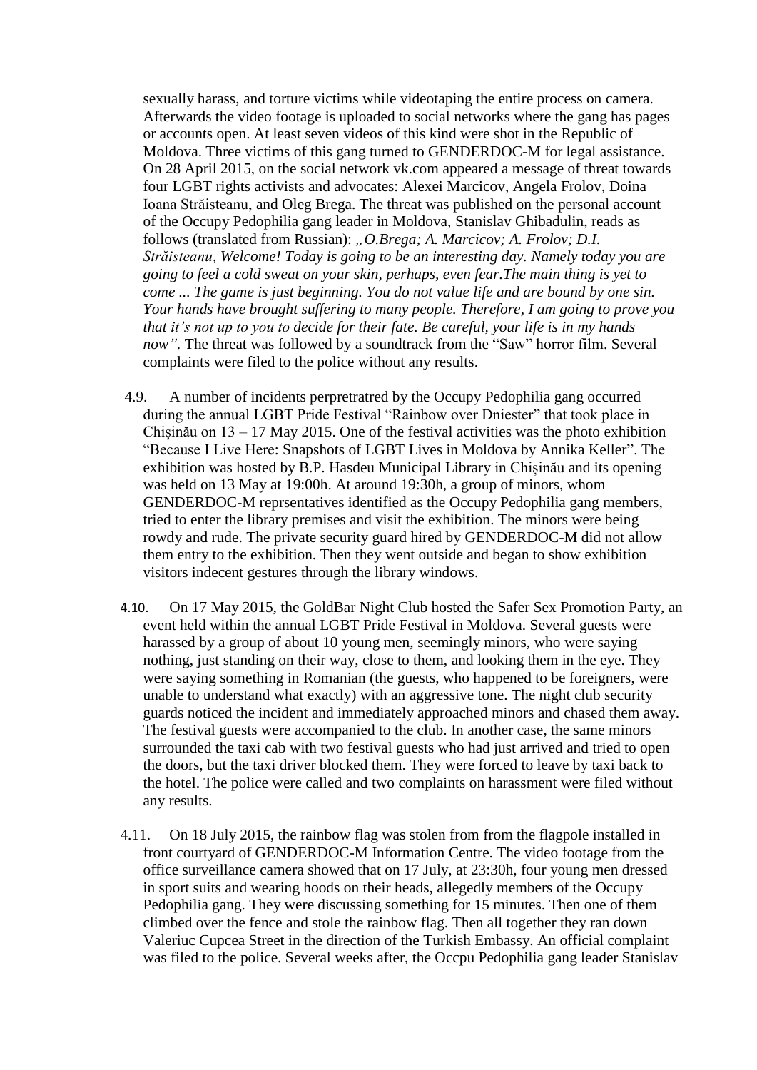sexually harass, and torture victims while videotaping the entire process on camera. Afterwards the video footage is uploaded to social networks where the gang has pages or accounts open. At least seven videos of this kind were shot in the Republic of Moldova. Three victims of this gang turned to GENDERDOC-M for legal assistance. On 28 April 2015, on the social network vk.com appeared a message of threat towards four LGBT rights activists and advocates: Alexei Marcicov, Angela Frolov, Doina Ioana Străisteanu, and Oleg Brega. The threat was published on the personal account of the Occupy Pedophilia gang leader in Moldova, Stanislav Ghibadulin, reads as follows (translated from Russian): *„O.Brega; A. Marcicov; A. Frolov; D.I. Străisteanu, Welcome! Today is going to be an interesting day. Namely today you are going to feel a cold sweat on your skin, perhaps, even fear.The main thing is yet to come ... The game is just beginning. You do not value life and are bound by one sin. Your hands have brought suffering to many people. Therefore, I am going to prove you that it's not up to you to decide for their fate. Be careful, your life is in my hands now".* The threat was followed by a soundtrack from the "Saw" horror film. Several complaints were filed to the police without any results.

4.9. A number of incidents perpretratred by the Occupy Pedophilia gang occurred during the annual LGBT Pride Festival "Rainbow over Dniester" that took place in Chișinău on 13 – 17 May 2015. One of the festival activities was the photo exhibition "Because I Live Here: Snapshots of LGBT Lives in Moldova by Annika Keller". The exhibition was hosted by B.P. Hasdeu Municipal Library in Chișinău and its opening was held on 13 May at 19:00h. At around 19:30h, a group of minors, whom GENDERDOC-M reprsentatives identified as the Occupy Pedophilia gang members, tried to enter the library premises and visit the exhibition. The minors were being rowdy and rude. The private security guard hired by GENDERDOC-M did not allow them entry to the exhibition. Then they went outside and began to show exhibition visitors indecent gestures through the library windows.

4.10. On 17 May 2015, the GoldBar Night Club hosted the Safer Sex Promotion Party, an event held within the annual LGBT Pride Festival in Moldova. Several guests were harassed by a group of about 10 young men, seemingly minors, who were saying nothing, just standing on their way, close to them, and looking them in the eye. They were saying something in Romanian (the guests, who happened to be foreigners, were unable to understand what exactly) with an aggressive tone. The night club security guards noticed the incident and immediately approached minors and chased them away. The festival guests were accompanied to the club. In another case, the same minors surrounded the taxi cab with two festival guests who had just arrived and tried to open the doors, but the taxi driver blocked them. They were forced to leave by taxi back to the hotel. The police were called and two complaints on harassment were filed without any results.

4.11. On 18 July 2015, the rainbow flag was stolen from from the flagpole installed in front courtyard of GENDERDOC-M Information Centre. The video footage from the office surveillance camera showed that on 17 July, at 23:30h, four young men dressed in sport suits and wearing hoods on their heads, allegedly members of the Occupy Pedophilia gang. They were discussing something for 15 minutes. Then one of them climbed over the fence and stole the rainbow flag. Then all together they ran down Valeriuc Cupcea Street in the direction of the Turkish Embassy. An official complaint was filed to the police. Several weeks after, the Occpu Pedophilia gang leader Stanislav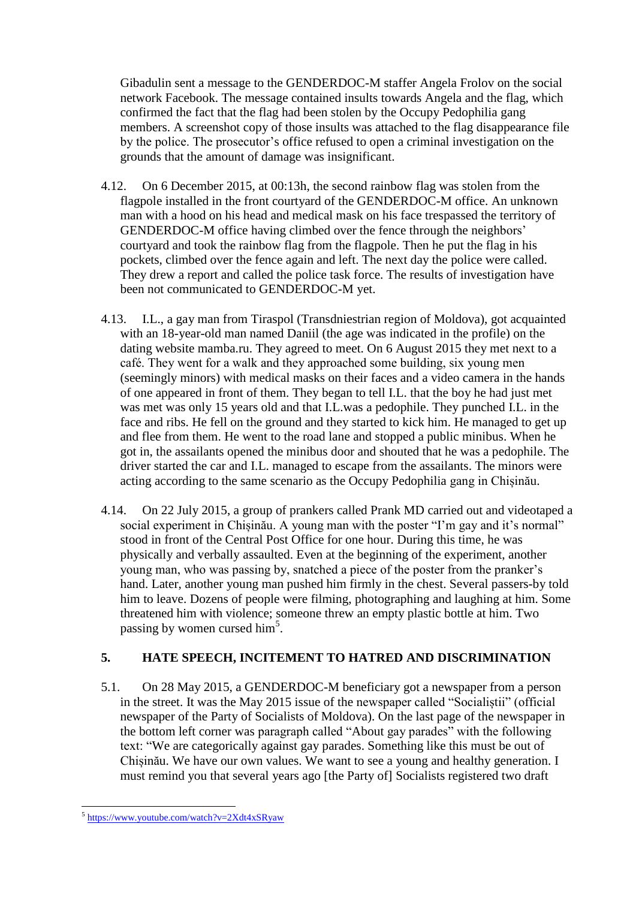Gibadulin sent a message to the GENDERDOC-M staffer Angela Frolov on the social network Facebook. The message contained insults towards Angela and the flag, which confirmed the fact that the flag had been stolen by the Occupy Pedophilia gang members. A screenshot copy of those insults was attached to the flag disappearance file by the police. The prosecutor's office refused to open a criminal investigation on the grounds that the amount of damage was insignificant.

4.12. On 6 December 2015, at 00:13h, the second rainbow flag was stolen from the flagpole installed in the front courtyard of the GENDERDOC-M office. An unknown man with a hood on his head and medical mask on his face trespassed the territory of GENDERDOC-M office having climbed over the fence through the neighbors' courtyard and took the rainbow flag from the flagpole. Then he put the flag in his pockets, climbed over the fence again and left. The next day the police were called. They drew a report and called the police task force. The results of investigation have been not communicated to GENDERDOC-M yet.

4.13. I.L., a gay man from Tiraspol (Transdniestrian region of Moldova), got acquainted with an 18-year-old man named Daniil (the age was indicated in the profile) on the dating website mamba.ru. They agreed to meet. On 6 August 2015 they met next to a café. They went for a walk and they approached some building, six young men (seemingly minors) with medical masks on their faces and a video camera in the hands of one appeared in front of them. They began to tell I.L. that the boy he had just met was met was only 15 years old and that I.L.was a pedophile. They punched I.L. in the face and ribs. He fell on the ground and they started to kick him. He managed to get up and flee from them. He went to the road lane and stopped a public minibus. When he got in, the assailants opened the minibus door and shouted that he was a pedophile. The driver started the car and I.L. managed to escape from the assailants. The minors were acting according to the same scenario as the Occupy Pedophilia gang in Chișinău.

4.14. On 22 July 2015, a group of prankers called Prank MD carried out and videotaped a social experiment in Chișinău. A young man with the poster "I'm gay and it's normal" stood in front of the Central Post Office for one hour. During this time, he was physically and verbally assaulted. Even at the beginning of the experiment, another young man, who was passing by, snatched a piece of the poster from the pranker's hand. Later, another young man pushed him firmly in the chest. Several passers-by told him to leave. Dozens of people were filming, photographing and laughing at him. Some threatened him with violence; someone threw an empty plastic bottle at him. Two passing by women cursed him[5].

## 5. HATE SPEECH, INCITEMENT TO HATRED AND DISCRIMINATION

5.1. On 28 May 2015, a GENDERDOC-M beneficiary got a newspaper from a person in the street. It was the May 2015 issue of the newspaper called "Socialiștii" (official newspaper of the Party of Socialists of Moldova). On the last page of the newspaper in the bottom left corner was paragraph called "About gay parades" with the following text: "We are categorically against gay parades. Something like this must be out of Chișinău. We have our own values. We want to see a young and healthy generation. I must remind you that several years ago [the Party of] Socialists registered two draft

---

[5] https://www.youtube.com/watch?v=2Xdt4xSRyaw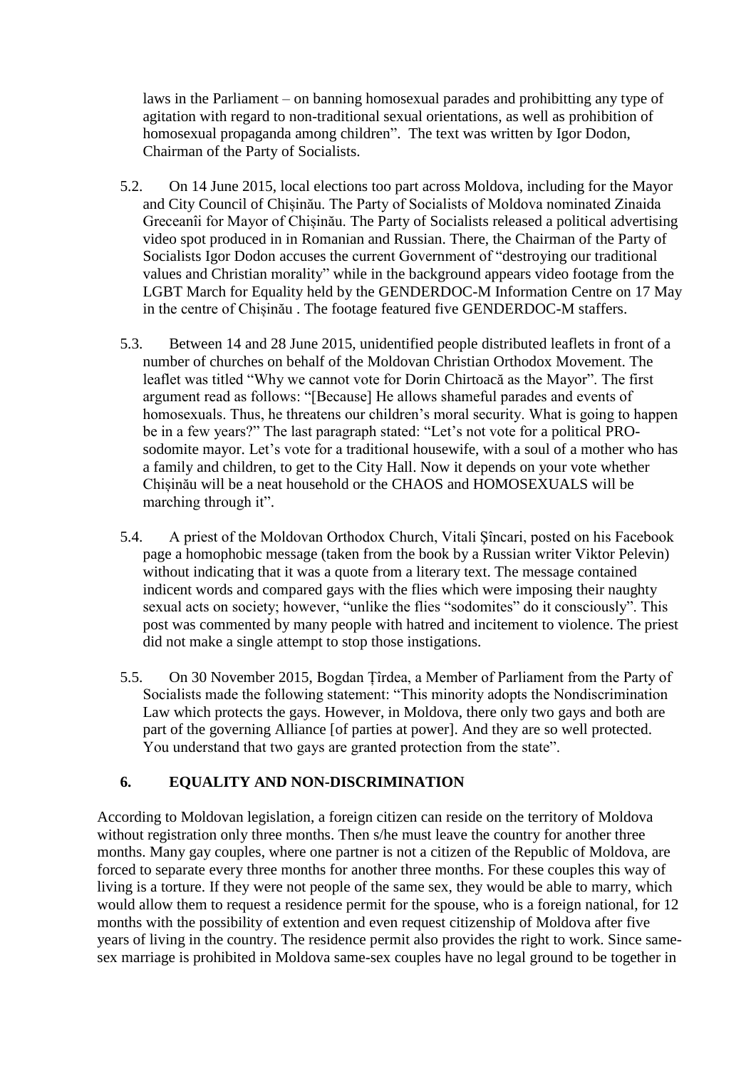laws in the Parliament – on banning homosexual parades and prohibitting any type of agitation with regard to non-traditional sexual orientations, as well as prohibition of homosexual propaganda among children". The text was written by Igor Dodon, Chairman of the Party of Socialists.

5.2. On 14 June 2015, local elections too part across Moldova, including for the Mayor and City Council of Chișinău. The Party of Socialists of Moldova nominated Zinaida Greceanîi for Mayor of Chișinău. The Party of Socialists released a political advertising video spot produced in in Romanian and Russian. There, the Chairman of the Party of Socialists Igor Dodon accuses the current Government of "destroying our traditional values and Christian morality" while in the background appears video footage from the LGBT March for Equality held by the GENDERDOC-M Information Centre on 17 May in the centre of Chișinău . The footage featured five GENDERDOC-M staffers.

5.3. Between 14 and 28 June 2015, unidentified people distributed leaflets in front of a number of churches on behalf of the Moldovan Christian Orthodox Movement. The leaflet was titled "Why we cannot vote for Dorin Chirtoacă as the Mayor". The first argument read as follows: "[Because] He allows shameful parades and events of homosexuals. Thus, he threatens our children's moral security. What is going to happen be in a few years?" The last paragraph stated: "Let's not vote for a political PRO-sodomite mayor. Let's vote for a traditional housewife, with a soul of a mother who has a family and children, to get to the City Hall. Now it depends on your vote whether Chișinău will be a neat household or the CHAOS and HOMOSEXUALS will be marching through it".

5.4. A priest of the Moldovan Orthodox Church, Vitali Șîncari, posted on his Facebook page a homophobic message (taken from the book by a Russian writer Viktor Pelevin) without indicating that it was a quote from a literary text. The message contained indicent words and compared gays with the flies which were imposing their naughty sexual acts on society; however, "unlike the flies "sodomites" do it consciously". This post was commented by many people with hatred and incitement to violence. The priest did not make a single attempt to stop those instigations.

5.5. On 30 November 2015, Bogdan Țîrdea, a Member of Parliament from the Party of Socialists made the following statement: "This minority adopts the Nondiscrimination Law which protects the gays. However, in Moldova, there only two gays and both are part of the governing Alliance [of parties at power]. And they are so well protected. You understand that two gays are granted protection from the state".

## 6. EQUALITY AND NON-DISCRIMINATION

According to Moldovan legislation, a foreign citizen can reside on the territory of Moldova without registration only three months. Then s/he must leave the country for another three months. Many gay couples, where one partner is not a citizen of the Republic of Moldova, are forced to separate every three months for another three months. For these couples this way of living is a torture. If they were not people of the same sex, they would be able to marry, which would allow them to request a residence permit for the spouse, who is a foreign national, for 12 months with the possibility of extention and even request citizenship of Moldova after five years of living in the country. The residence permit also provides the right to work. Since same-sex marriage is prohibited in Moldova same-sex couples have no legal ground to be together in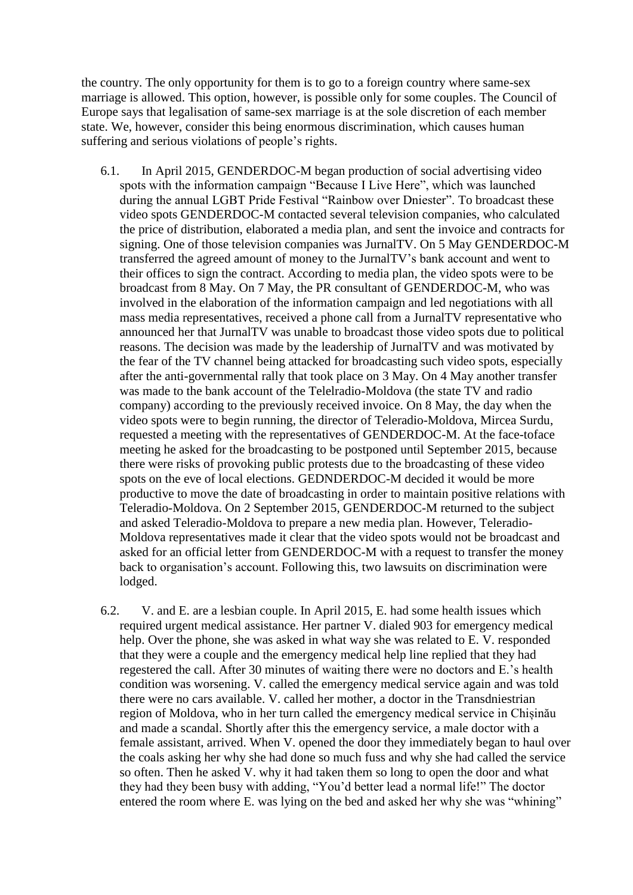the country. The only opportunity for them is to go to a foreign country where same-sex marriage is allowed. This option, however, is possible only for some couples. The Council of Europe says that legalisation of same-sex marriage is at the sole discretion of each member state. We, however, consider this being enormous discrimination, which causes human suffering and serious violations of people's rights.

6.1. In April 2015, GENDERDOC-M began production of social advertising video spots with the information campaign "Because I Live Here", which was launched during the annual LGBT Pride Festival "Rainbow over Dniester". To broadcast these video spots GENDERDOC-M contacted several television companies, who calculated the price of distribution, elaborated a media plan, and sent the invoice and contracts for signing. One of those television companies was JurnalTV. On 5 May GENDERDOC-M transferred the agreed amount of money to the JurnalTV's bank account and went to their offices to sign the contract. According to media plan, the video spots were to be broadcast from 8 May. On 7 May, the PR consultant of GENDERDOC-M, who was involved in the elaboration of the information campaign and led negotiations with all mass media representatives, received a phone call from a JurnalTV representative who announced her that JurnalTV was unable to broadcast those video spots due to political reasons. The decision was made by the leadership of JurnalTV and was motivated by the fear of the TV channel being attacked for broadcasting such video spots, especially after the anti-governmental rally that took place on 3 May. On 4 May another transfer was made to the bank account of the Telelradio-Moldova (the state TV and radio company) according to the previously received invoice. On 8 May, the day when the video spots were to begin running, the director of Teleradio-Moldova, Mircea Surdu, requested a meeting with the representatives of GENDERDOC-M. At the face-toface meeting he asked for the broadcasting to be postponed until September 2015, because there were risks of provoking public protests due to the broadcasting of these video spots on the eve of local elections. GEDNDERDOC-M decided it would be more productive to move the date of broadcasting in order to maintain positive relations with Teleradio-Moldova. On 2 September 2015, GENDERDOC-M returned to the subject and asked Teleradio-Moldova to prepare a new media plan. However, Teleradio-Moldova representatives made it clear that the video spots would not be broadcast and asked for an official letter from GENDERDOC-M with a request to transfer the money back to organisation's account. Following this, two lawsuits on discrimination were lodged.

6.2. V. and E. are a lesbian couple. In April 2015, E. had some health issues which required urgent medical assistance. Her partner V. dialed 903 for emergency medical help. Over the phone, she was asked in what way she was related to E. V. responded that they were a couple and the emergency medical help line replied that they had regestered the call. After 30 minutes of waiting there were no doctors and E.'s health condition was worsening. V. called the emergency medical service again and was told there were no cars available. V. called her mother, a doctor in the Transdniestrian region of Moldova, who in her turn called the emergency medical service in Chișinău and made a scandal. Shortly after this the emergency service, a male doctor with a female assistant, arrived. When V. opened the door they immediately began to haul over the coals asking her why she had done so much fuss and why she had called the service so often. Then he asked V. why it had taken them so long to open the door and what they had they been busy with adding, "You'd better lead a normal life!" The doctor entered the room where E. was lying on the bed and asked her why she was "whining"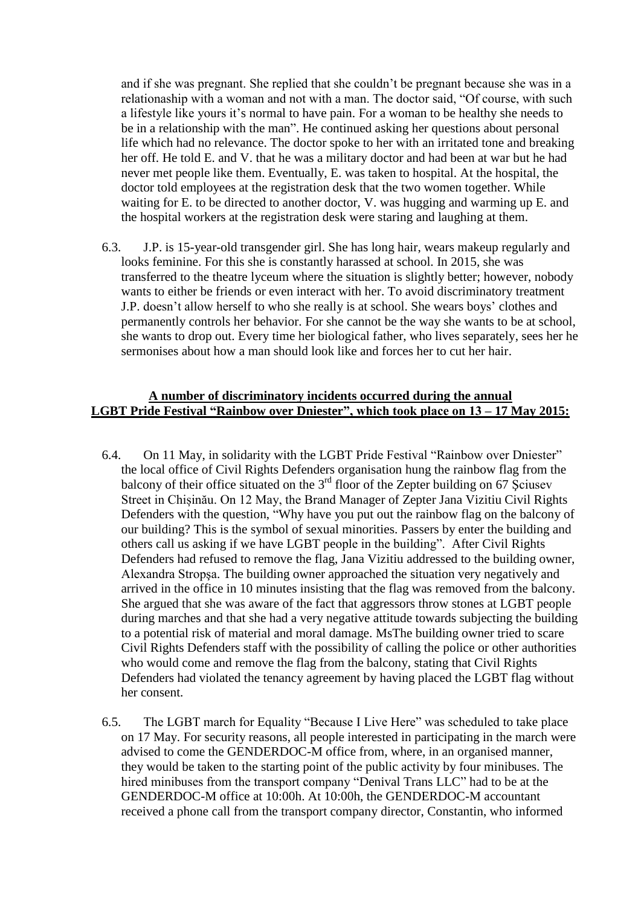and if she was pregnant. She replied that she couldn't be pregnant because she was in a relationship with a woman and not with a man. The doctor said, "Of course, with such a lifestyle like yours it's normal to have pain. For a woman to be healthy she needs to be in a relationship with the man". He continued asking her questions about personal life which had no relevance. The doctor spoke to her with an irritated tone and breaking her off. He told E. and V. that he was a military doctor and had been at war but he had never met people like them. Eventually, E. was taken to hospital. At the hospital, the doctor told employees at the registration desk that the two women together. While waiting for E. to be directed to another doctor, V. was hugging and warming up E. and the hospital workers at the registration desk were staring and laughing at them.

6.3. J.P. is 15-year-old transgender girl. She has long hair, wears makeup regularly and looks feminine. For this she is constantly harassed at school. In 2015, she was transferred to the theatre lyceum where the situation is slightly better; however, nobody wants to either be friends or even interact with her. To avoid discriminatory treatment J.P. doesn't allow herself to who she really is at school. She wears boys' clothes and permanently controls her behavior. For she cannot be the way she wants to be at school, she wants to drop out. Every time her biological father, who lives separately, sees her he sermonises about how a man should look like and forces her to cut her hair.

**A number of discriminatory incidents occurred during the annual LGBT Pride Festival "Rainbow over Dniester", which took place on 13 – 17 May 2015:**

6.4. On 11 May, in solidarity with the LGBT Pride Festival "Rainbow over Dniester" the local office of Civil Rights Defenders organisation hung the rainbow flag from the balcony of their office situated on the 3rd floor of the Zepter building on 67 Șciusev Street in Chișinău. On 12 May, the Brand Manager of Zepter Jana Vizitiu Civil Rights Defenders with the question, "Why have you put out the rainbow flag on the balcony of our building? This is the symbol of sexual minorities. Passers by enter the building and others call us asking if we have LGBT people in the building". After Civil Rights Defenders had refused to remove the flag, Jana Vizitiu addressed to the building owner, Alexandra Stropșa. The building owner approached the situation very negatively and arrived in the office in 10 minutes insisting that the flag was removed from the balcony. She argued that she was aware of the fact that aggressors throw stones at LGBT people during marches and that she had a very negative attitude towards subjecting the building to a potential risk of material and moral damage. MsThe building owner tried to scare Civil Rights Defenders staff with the possibility of calling the police or other authorities who would come and remove the flag from the balcony, stating that Civil Rights Defenders had violated the tenancy agreement by having placed the LGBT flag without her consent.

6.5. The LGBT march for Equality "Because I Live Here" was scheduled to take place on 17 May. For security reasons, all people interested in participating in the march were advised to come the GENDERDOC-M office from, where, in an organised manner, they would be taken to the starting point of the public activity by four minibuses. The hired minibuses from the transport company "Denival Trans LLC" had to be at the GENDERDOC-M office at 10:00h. At 10:00h, the GENDERDOC-M accountant received a phone call from the transport company director, Constantin, who informed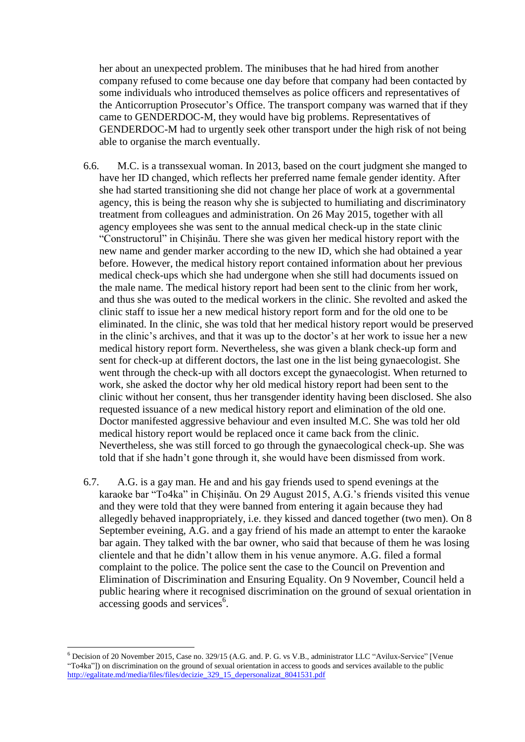her about an unexpected problem. The minibuses that he had hired from another company refused to come because one day before that company had been contacted by some individuals who introduced themselves as police officers and representatives of the Anticorruption Prosecutor's Office. The transport company was warned that if they came to GENDERDOC-M, they would have big problems. Representatives of GENDERDOC-M had to urgently seek other transport under the high risk of not being able to organise the march eventually.

6.6. M.C. is a transsexual woman. In 2013, based on the court judgment she manged to have her ID changed, which reflects her preferred name female gender identity. After she had started transitioning she did not change her place of work at a governmental agency, this is being the reason why she is subjected to humiliating and discriminatory treatment from colleagues and administration. On 26 May 2015, together with all agency employees she was sent to the annual medical check-up in the state clinic "Constructorul" in Chișinău. There she was given her medical history report with the new name and gender marker according to the new ID, which she had obtained a year before. However, the medical history report contained information about her previous medical check-ups which she had undergone when she still had documents issued on the male name. The medical history report had been sent to the clinic from her work, and thus she was outed to the medical workers in the clinic. She revolted and asked the clinic staff to issue her a new medical history report form and for the old one to be eliminated. In the clinic, she was told that her medical history report would be preserved in the clinic's archives, and that it was up to the doctor's at her work to issue her a new medical history report form. Nevertheless, she was given a blank check-up form and sent for check-up at different doctors, the last one in the list being gynaecologist. She went through the check-up with all doctors except the gynaecologist. When returned to work, she asked the doctor why her old medical history report had been sent to the clinic without her consent, thus her transgender identity having been disclosed. She also requested issuance of a new medical history report and elimination of the old one. Doctor manifested aggressive behaviour and even insulted M.C. She was told her old medical history report would be replaced once it came back from the clinic. Nevertheless, she was still forced to go through the gynaecological check-up. She was told that if she hadn't gone through it, she would have been dismissed from work.

6.7. A.G. is a gay man. He and and his gay friends used to spend evenings at the karaoke bar "To4ka" in Chișinău. On 29 August 2015, A.G.'s friends visited this venue and they were told that they were banned from entering it again because they had allegedly behaved inappropriately, i.e. they kissed and danced together (two men). On 8 September eveining, A.G. and a gay friend of his made an attempt to enter the karaoke bar again. They talked with the bar owner, who said that because of them he was losing clientele and that he didn't allow them in his venue anymore. A.G. filed a formal complaint to the police. The police sent the case to the Council on Prevention and Elimination of Discrimination and Ensuring Equality. On 9 November, Council held a public hearing where it recognised discrimination on the ground of sexual orientation in accessing goods and services[6].

---

[6] Decision of 20 November 2015, Case no. 329/15 (A.G. and. P. G. vs V.B., administrator LLC "Avilux-Service" [Venue "To4ka"]) on discrimination on the ground of sexual orientation in access to goods and services available to the public http://egalitate.md/media/files/files/decizie_329_15_depersonalizat_8041531.pdf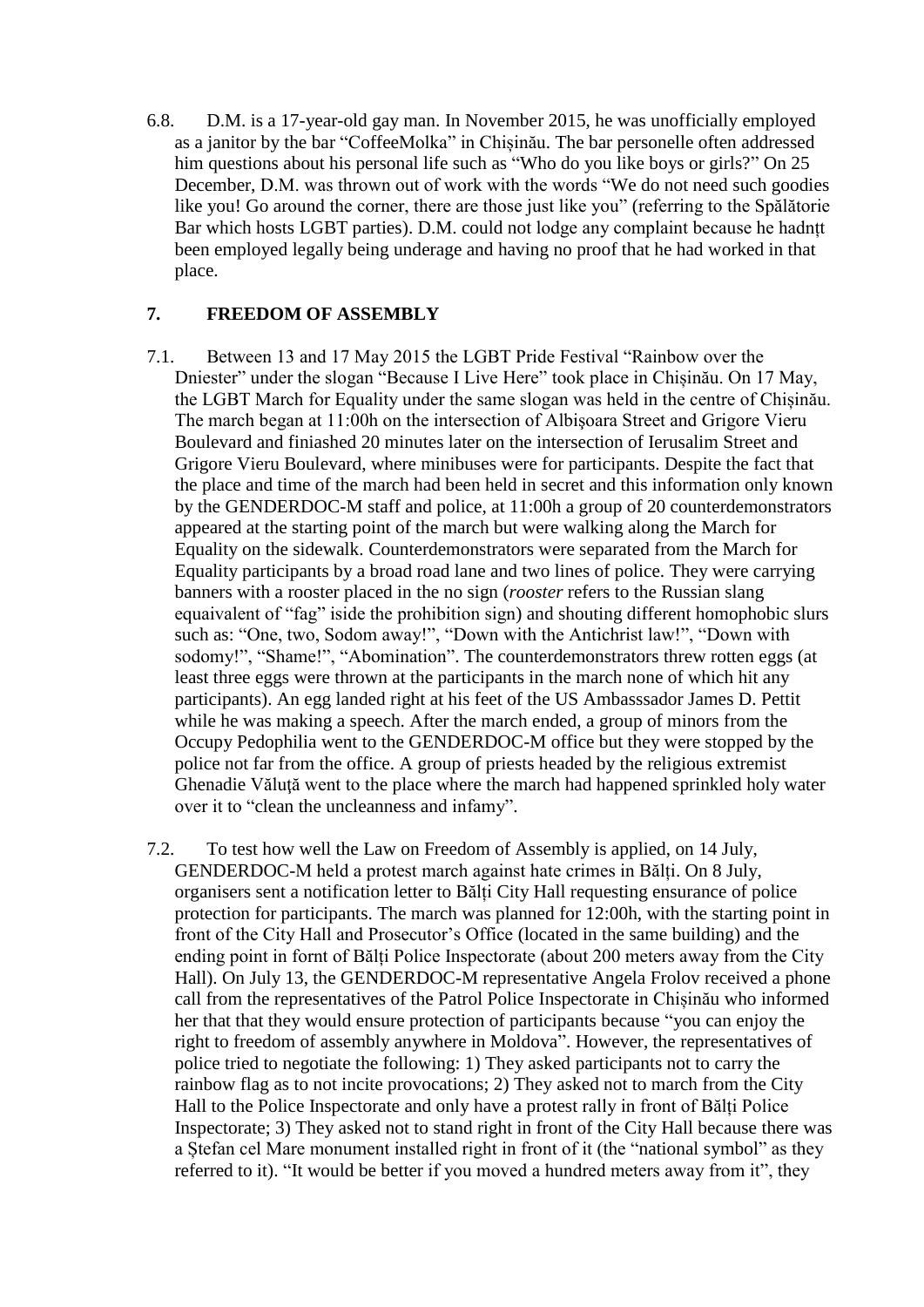6.8. D.M. is a 17-year-old gay man. In November 2015, he was unofficially employed as a janitor by the bar "CoffeeMolka" in Chișinău. The bar personelle often addressed him questions about his personal life such as "Who do you like boys or girls?" On 25 December, D.M. was thrown out of work with the words "We do not need such goodies like you! Go around the corner, there are those just like you" (referring to the Spălătorie Bar which hosts LGBT parties). D.M. could not lodge any complaint because he hadnțt been employed legally being underage and having no proof that he had worked in that place.

## 7. FREEDOM OF ASSEMBLY

7.1. Between 13 and 17 May 2015 the LGBT Pride Festival "Rainbow over the Dniester" under the slogan "Because I Live Here" took place in Chișinău. On 17 May, the LGBT March for Equality under the same slogan was held in the centre of Chișinău. The march began at 11:00h on the intersection of Albişoara Street and Grigore Vieru Boulevard and finiashed 20 minutes later on the intersection of Ierusalim Street and Grigore Vieru Boulevard, where minibuses were for participants. Despite the fact that the place and time of the march had been held in secret and this information only known by the GENDERDOC-M staff and police, at 11:00h a group of 20 counterdemonstrators appeared at the starting point of the march but were walking along the March for Equality on the sidewalk. Counterdemonstrators were separated from the March for Equality participants by a broad road lane and two lines of police. They were carrying banners with a rooster placed in the no sign (*rooster* refers to the Russian slang equaivalent of "fag" iside the prohibition sign) and shouting different homophobic slurs such as: "One, two, Sodom away!", "Down with the Antichrist law!", "Down with sodomy!", "Shame!", "Abomination". The counterdemonstrators threw rotten eggs (at least three eggs were thrown at the participants in the march none of which hit any participants). An egg landed right at his feet of the US Ambasssador James D. Pettit while he was making a speech. After the march ended, a group of minors from the Occupy Pedophilia went to the GENDERDOC-M office but they were stopped by the police not far from the office. A group of priests headed by the religious extremist Ghenadie Văluţă went to the place where the march had happened sprinkled holy water over it to "clean the uncleanness and infamy".

7.2. To test how well the Law on Freedom of Assembly is applied, on 14 July, GENDERDOC-M held a protest march against hate crimes in Bălți. On 8 July, organisers sent a notification letter to Bălți City Hall requesting ensurance of police protection for participants. The march was planned for 12:00h, with the starting point in front of the City Hall and Prosecutor's Office (located in the same building) and the ending point in fornt of Bălți Police Inspectorate (about 200 meters away from the City Hall). On July 13, the GENDERDOC-M representative Angela Frolov received a phone call from the representatives of the Patrol Police Inspectorate in Chișinău who informed her that that they would ensure protection of participants because "you can enjoy the right to freedom of assembly anywhere in Moldova". However, the representatives of police tried to negotiate the following: 1) They asked participants not to carry the rainbow flag as to not incite provocations; 2) They asked not to march from the City Hall to the Police Inspectorate and only have a protest rally in front of Bălți Police Inspectorate; 3) They asked not to stand right in front of the City Hall because there was a Ștefan cel Mare monument installed right in front of it (the "national symbol" as they referred to it). "It would be better if you moved a hundred meters away from it", they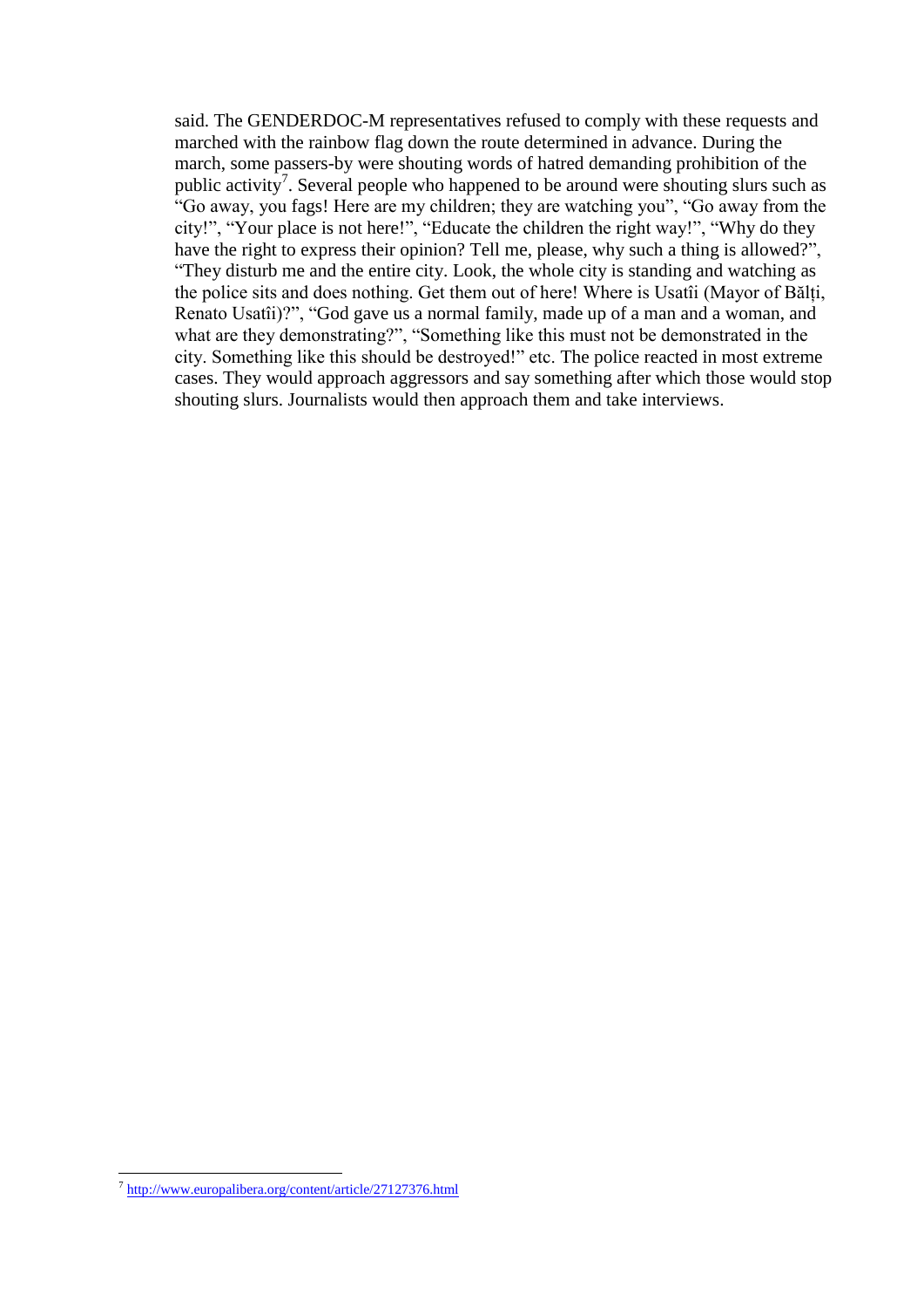said. The GENDERDOC-M representatives refused to comply with these requests and marched with the rainbow flag down the route determined in advance. During the march, some passers-by were shouting words of hatred demanding prohibition of the public activity[7]. Several people who happened to be around were shouting slurs such as "Go away, you fags! Here are my children; they are watching you", "Go away from the city!", "Your place is not here!", "Educate the children the right way!", "Why do they have the right to express their opinion? Tell me, please, why such a thing is allowed?", "They disturb me and the entire city. Look, the whole city is standing and watching as the police sits and does nothing. Get them out of here! Where is Usatîi (Mayor of Bălți, Renato Usatîi)?", "God gave us a normal family, made up of a man and a woman, and what are they demonstrating?", "Something like this must not be demonstrated in the city. Something like this should be destroyed!" etc. The police reacted in most extreme cases. They would approach aggressors and say something after which those would stop shouting slurs. Journalists would then approach them and take interviews.

[7] http://www.europalibera.org/content/article/27127376.html